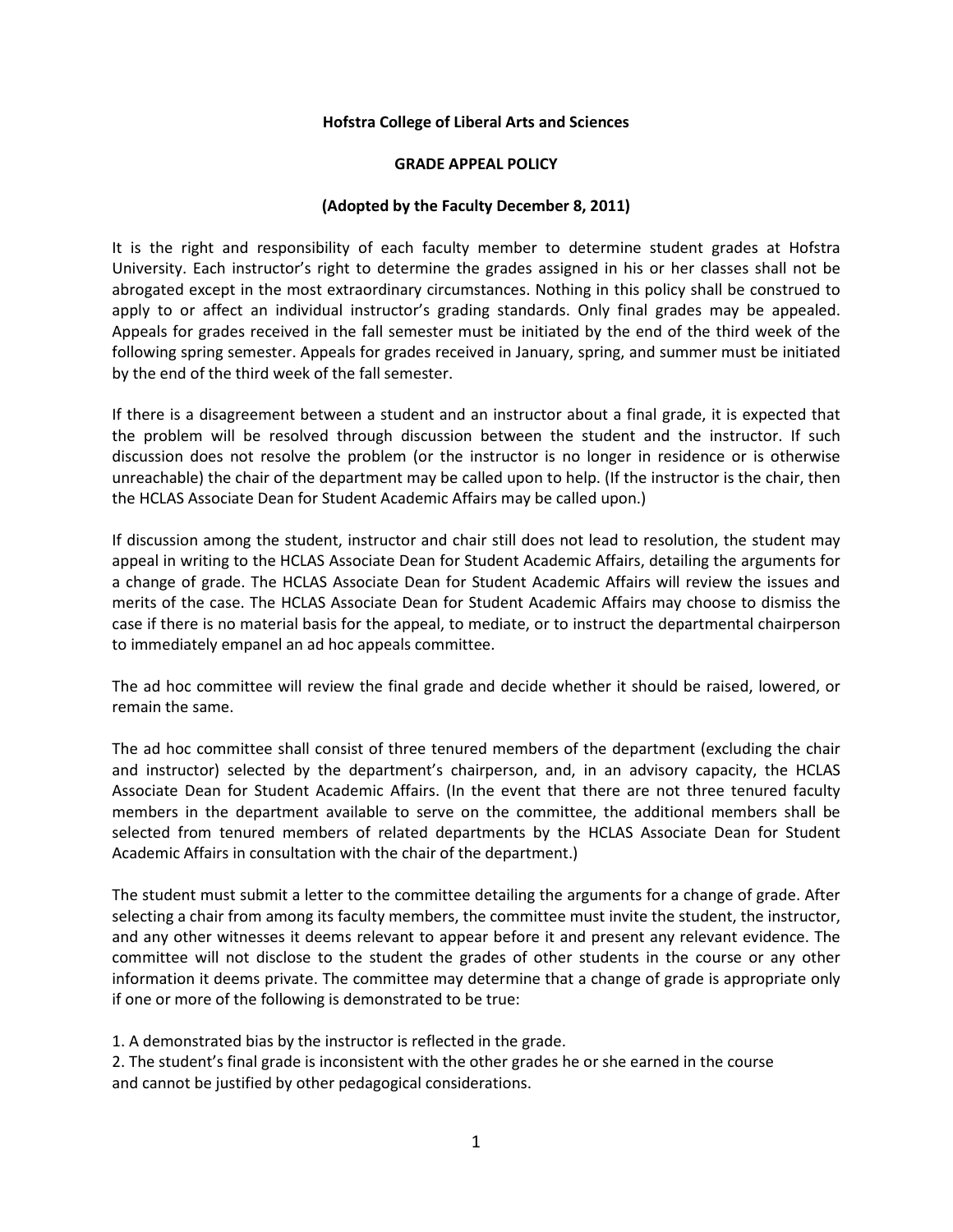**Hofstra College of Liberal Arts and Sciences**

**GRADE APPEAL POLICY**

**(Adopted by the Faculty December 8, 2011)**

It is the right and responsibility of each faculty member to determine student grades at Hofstra University. Each instructor's right to determine the grades assigned in his or her classes shall not be abrogated except in the most extraordinary circumstances. Nothing in this policy shall be construed to apply to or affect an individual instructor's grading standards. Only final grades may be appealed. Appeals for grades received in the fall semester must be initiated by the end of the third week of the following spring semester. Appeals for grades received in January, spring, and summer must be initiated by the end of the third week of the fall semester.

If there is a disagreement between a student and an instructor about a final grade, it is expected that the problem will be resolved through discussion between the student and the instructor. If such discussion does not resolve the problem (or the instructor is no longer in residence or is otherwise unreachable) the chair of the department may be called upon to help. (If the instructor is the chair, then the HCLAS Associate Dean for Student Academic Affairs may be called upon.)

If discussion among the student, instructor and chair still does not lead to resolution, the student may appeal in writing to the HCLAS Associate Dean for Student Academic Affairs, detailing the arguments for a change of grade. The HCLAS Associate Dean for Student Academic Affairs will review the issues and merits of the case. The HCLAS Associate Dean for Student Academic Affairs may choose to dismiss the case if there is no material basis for the appeal, to mediate, or to instruct the departmental chairperson to immediately empanel an ad hoc appeals committee.

The ad hoc committee will review the final grade and decide whether it should be raised, lowered, or remain the same.

The ad hoc committee shall consist of three tenured members of the department (excluding the chair and instructor) selected by the department's chairperson, and, in an advisory capacity, the HCLAS Associate Dean for Student Academic Affairs. (In the event that there are not three tenured faculty members in the department available to serve on the committee, the additional members shall be selected from tenured members of related departments by the HCLAS Associate Dean for Student Academic Affairs in consultation with the chair of the department.)

The student must submit a letter to the committee detailing the arguments for a change of grade. After selecting a chair from among its faculty members, the committee must invite the student, the instructor, and any other witnesses it deems relevant to appear before it and present any relevant evidence. The committee will not disclose to the student the grades of other students in the course or any other information it deems private. The committee may determine that a change of grade is appropriate only if one or more of the following is demonstrated to be true:

1. A demonstrated bias by the instructor is reflected in the grade.
2. The student's final grade is inconsistent with the other grades he or she earned in the course and cannot be justified by other pedagogical considerations.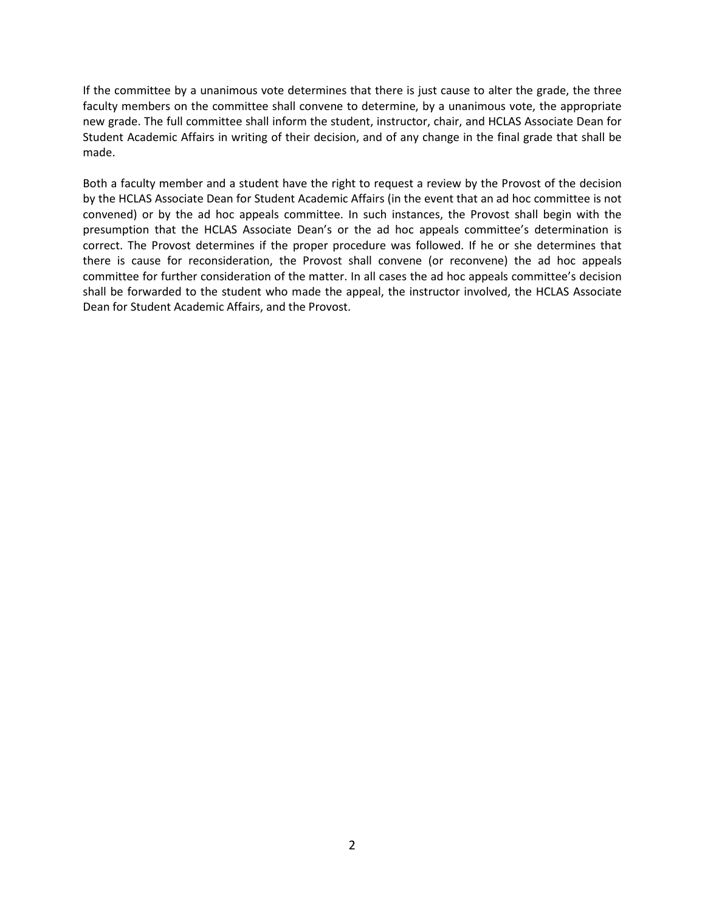If the committee by a unanimous vote determines that there is just cause to alter the grade, the three faculty members on the committee shall convene to determine, by a unanimous vote, the appropriate new grade. The full committee shall inform the student, instructor, chair, and HCLAS Associate Dean for Student Academic Affairs in writing of their decision, and of any change in the final grade that shall be made.

Both a faculty member and a student have the right to request a review by the Provost of the decision by the HCLAS Associate Dean for Student Academic Affairs (in the event that an ad hoc committee is not convened) or by the ad hoc appeals committee. In such instances, the Provost shall begin with the presumption that the HCLAS Associate Dean's or the ad hoc appeals committee's determination is correct. The Provost determines if the proper procedure was followed. If he or she determines that there is cause for reconsideration, the Provost shall convene (or reconvene) the ad hoc appeals committee for further consideration of the matter. In all cases the ad hoc appeals committee's decision shall be forwarded to the student who made the appeal, the instructor involved, the HCLAS Associate Dean for Student Academic Affairs, and the Provost.